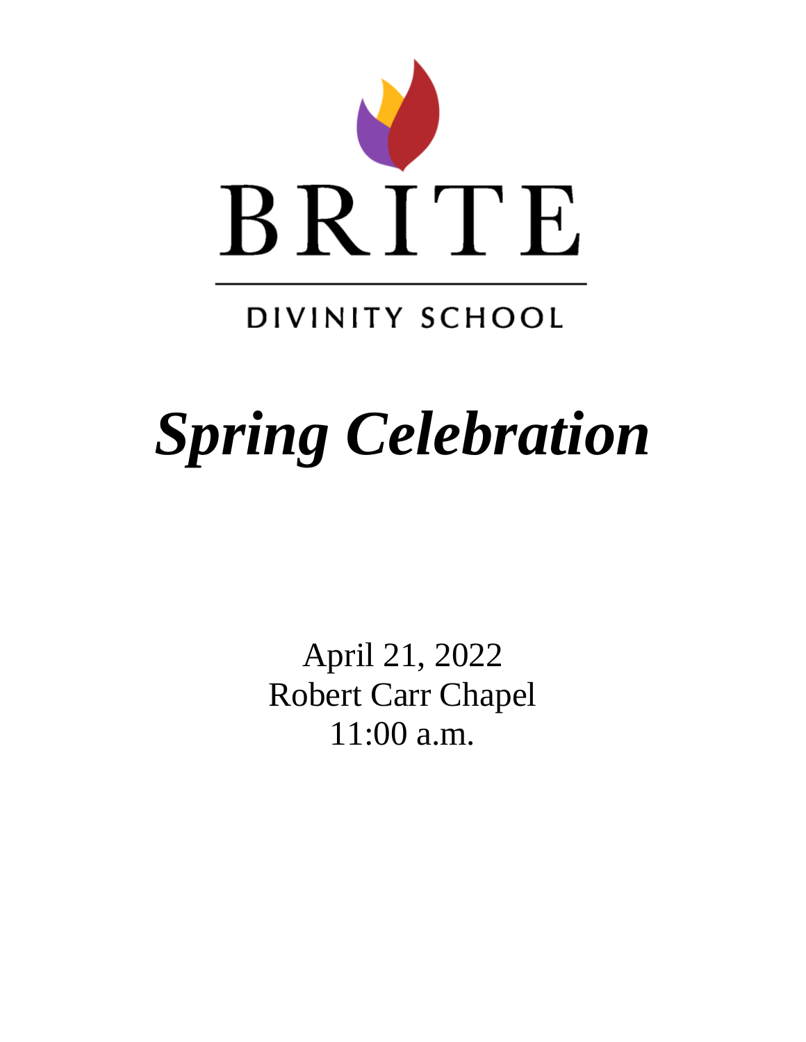BRITE

DIVINITY SCHOOL

# *Spring Celebration*

April 21, 2022
Robert Carr Chapel
11:00 a.m.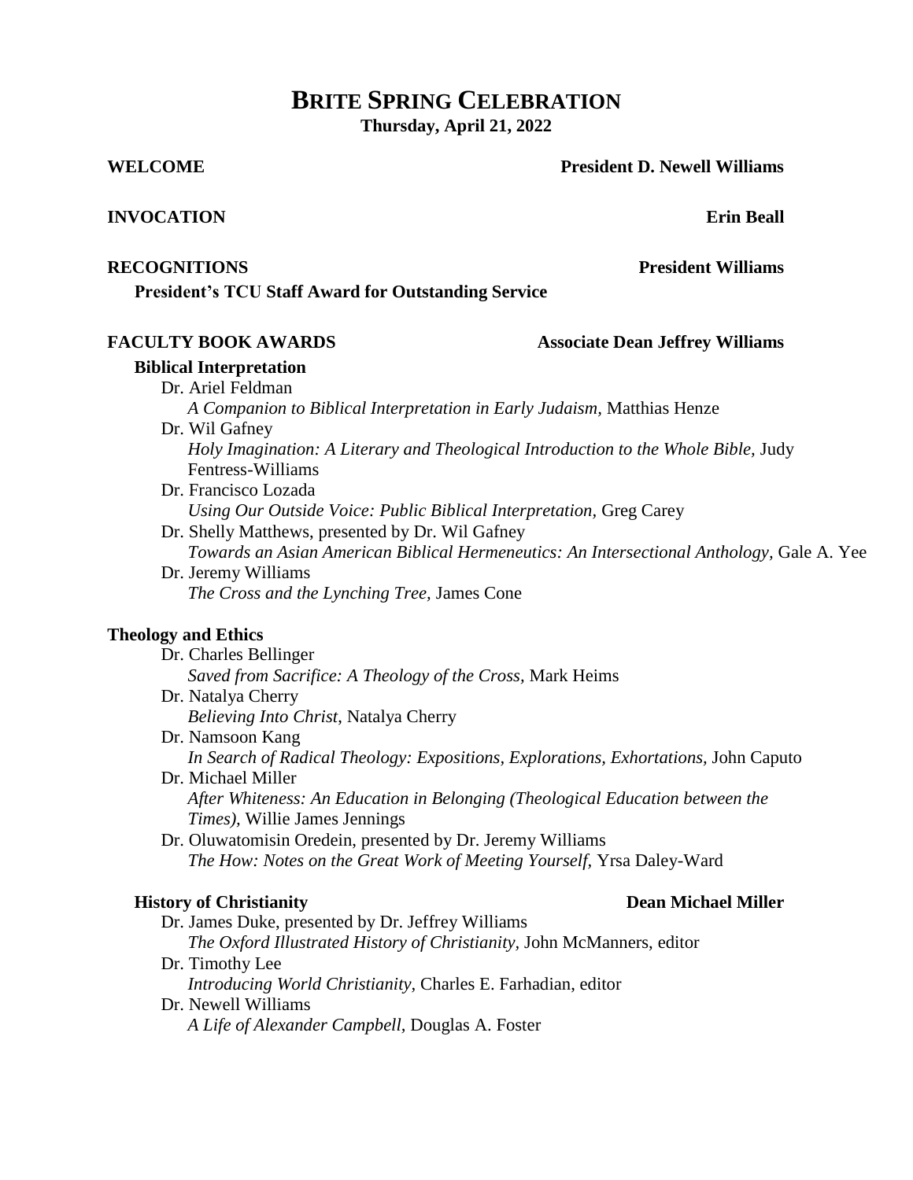# BRITE SPRING CELEBRATION

**Thursday, April 21, 2022**

**WELCOME** — **President D. Newell Williams**

**INVOCATION** — **Erin Beall**

**RECOGNITIONS** — **President Williams**

**President's TCU Staff Award for Outstanding Service**

**FACULTY BOOK AWARDS** — **Associate Dean Jeffrey Williams**

**Biblical Interpretation**

Dr. Ariel Feldman
*A Companion to Biblical Interpretation in Early Judaism,* Matthias Henze

Dr. Wil Gafney
*Holy Imagination: A Literary and Theological Introduction to the Whole Bible,* Judy Fentress-Williams

Dr. Francisco Lozada
*Using Our Outside Voice: Public Biblical Interpretation,* Greg Carey

Dr. Shelly Matthews, presented by Dr. Wil Gafney
*Towards an Asian American Biblical Hermeneutics: An Intersectional Anthology,* Gale A. Yee

Dr. Jeremy Williams
*The Cross and the Lynching Tree,* James Cone

**Theology and Ethics**

Dr. Charles Bellinger
*Saved from Sacrifice: A Theology of the Cross,* Mark Heims

Dr. Natalya Cherry
*Believing Into Christ*, Natalya Cherry

Dr. Namsoon Kang
*In Search of Radical Theology: Expositions, Explorations, Exhortations,* John Caputo

Dr. Michael Miller
*After Whiteness: An Education in Belonging (Theological Education between the Times),* Willie James Jennings

Dr. Oluwatomisin Oredein, presented by Dr. Jeremy Williams
*The How: Notes on the Great Work of Meeting Yourself*, Yrsa Daley-Ward

**History of Christianity** — **Dean Michael Miller**

Dr. James Duke, presented by Dr. Jeffrey Williams
*The Oxford Illustrated History of Christianity,* John McManners, editor

Dr. Timothy Lee
*Introducing World Christianity*, Charles E. Farhadian, editor

Dr. Newell Williams
*A Life of Alexander Campbell,* Douglas A. Foster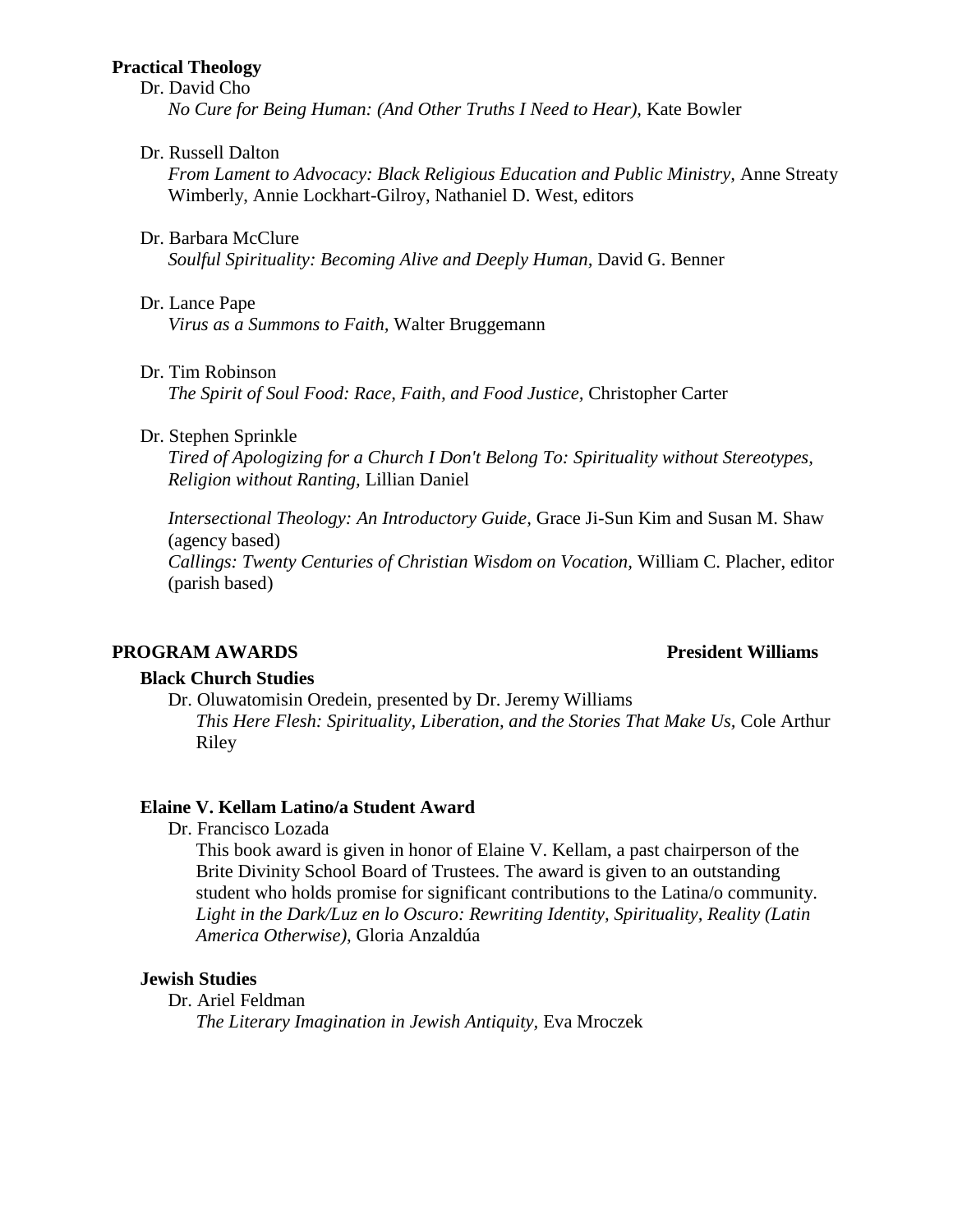**Practical Theology**

Dr. David Cho
*No Cure for Being Human: (And Other Truths I Need to Hear),* Kate Bowler

Dr. Russell Dalton
*From Lament to Advocacy: Black Religious Education and Public Ministry,* Anne Streaty Wimberly, Annie Lockhart-Gilroy, Nathaniel D. West, editors

Dr. Barbara McClure
*Soulful Spirituality: Becoming Alive and Deeply Human,* David G. Benner

Dr. Lance Pape
*Virus as a Summons to Faith,* Walter Bruggemann

Dr. Tim Robinson
*The Spirit of Soul Food: Race, Faith, and Food Justice,* Christopher Carter

Dr. Stephen Sprinkle
*Tired of Apologizing for a Church I Don't Belong To: Spirituality without Stereotypes, Religion without Ranting,* Lillian Daniel

*Intersectional Theology: An Introductory Guide,* Grace Ji-Sun Kim and Susan M. Shaw (agency based)
*Callings: Twenty Centuries of Christian Wisdom on Vocation,* William C. Placher, editor (parish based)

**PROGRAM AWARDS** **President Williams**

**Black Church Studies**

Dr. Oluwatomisin Oredein, presented by Dr. Jeremy Williams
*This Here Flesh: Spirituality, Liberation, and the Stories That Make Us,* Cole Arthur Riley

**Elaine V. Kellam Latino/a Student Award**

Dr. Francisco Lozada
This book award is given in honor of Elaine V. Kellam, a past chairperson of the Brite Divinity School Board of Trustees. The award is given to an outstanding student who holds promise for significant contributions to the Latina/o community.
*Light in the Dark/Luz en lo Oscuro: Rewriting Identity, Spirituality, Reality (Latin America Otherwise),* Gloria Anzaldúa

**Jewish Studies**

Dr. Ariel Feldman
*The Literary Imagination in Jewish Antiquity,* Eva Mroczek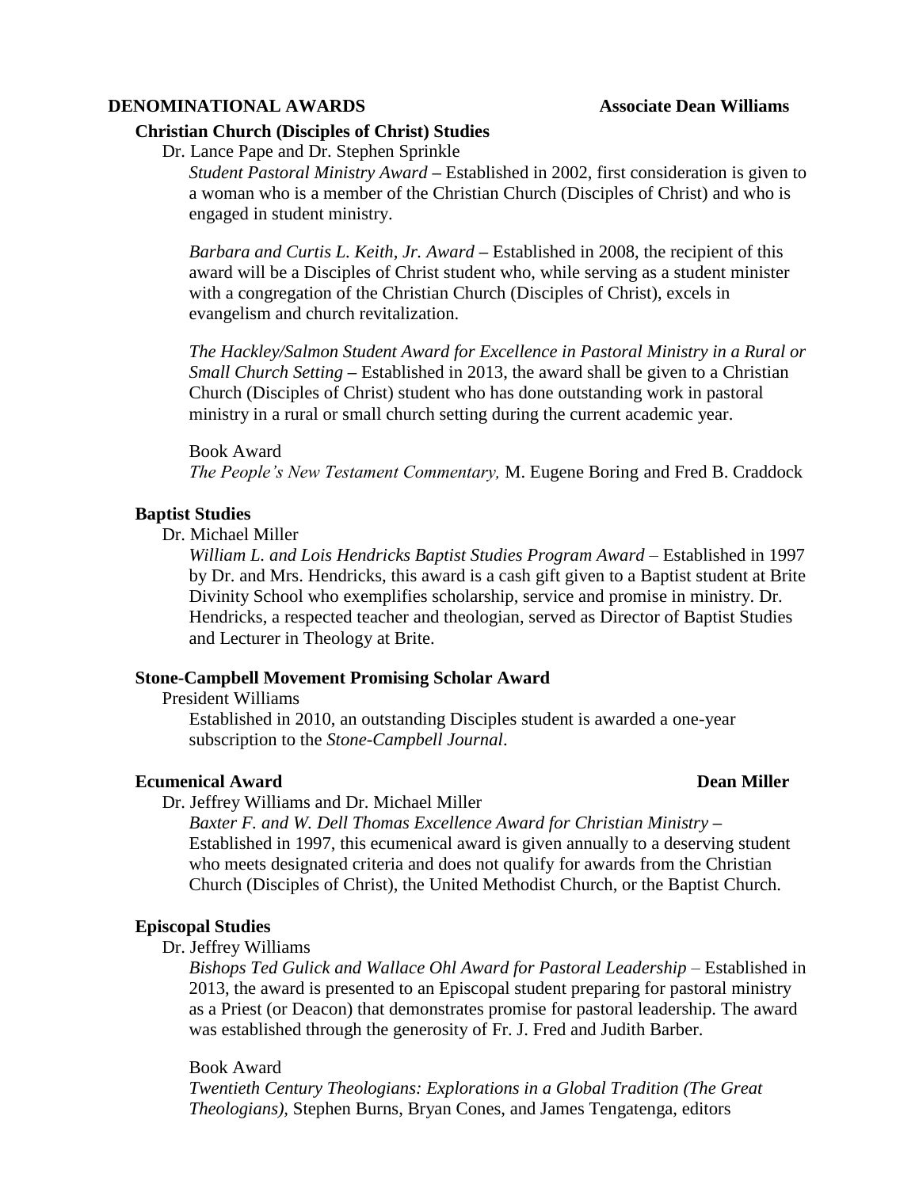## DENOMINATIONAL AWARDS — Associate Dean Williams

### Christian Church (Disciples of Christ) Studies

Dr. Lance Pape and Dr. Stephen Sprinkle

*Student Pastoral Ministry Award* – Established in 2002, first consideration is given to a woman who is a member of the Christian Church (Disciples of Christ) and who is engaged in student ministry.

*Barbara and Curtis L. Keith, Jr. Award* – Established in 2008, the recipient of this award will be a Disciples of Christ student who, while serving as a student minister with a congregation of the Christian Church (Disciples of Christ), excels in evangelism and church revitalization.

*The Hackley/Salmon Student Award for Excellence in Pastoral Ministry in a Rural or Small Church Setting* – Established in 2013, the award shall be given to a Christian Church (Disciples of Christ) student who has done outstanding work in pastoral ministry in a rural or small church setting during the current academic year.

Book Award
*The People's New Testament Commentary,* M. Eugene Boring and Fred B. Craddock

### Baptist Studies

Dr. Michael Miller

*William L. and Lois Hendricks Baptist Studies Program Award* – Established in 1997 by Dr. and Mrs. Hendricks, this award is a cash gift given to a Baptist student at Brite Divinity School who exemplifies scholarship, service and promise in ministry. Dr. Hendricks, a respected teacher and theologian, served as Director of Baptist Studies and Lecturer in Theology at Brite.

### Stone-Campbell Movement Promising Scholar Award

President Williams

Established in 2010, an outstanding Disciples student is awarded a one-year subscription to the *Stone-Campbell Journal*.

### Ecumenical Award — Dean Miller

Dr. Jeffrey Williams and Dr. Michael Miller

*Baxter F. and W. Dell Thomas Excellence Award for Christian Ministry* – Established in 1997, this ecumenical award is given annually to a deserving student who meets designated criteria and does not qualify for awards from the Christian Church (Disciples of Christ), the United Methodist Church, or the Baptist Church.

### Episcopal Studies

Dr. Jeffrey Williams

*Bishops Ted Gulick and Wallace Ohl Award for Pastoral Leadership* – Established in 2013, the award is presented to an Episcopal student preparing for pastoral ministry as a Priest (or Deacon) that demonstrates promise for pastoral leadership. The award was established through the generosity of Fr. J. Fred and Judith Barber.

Book Award
*Twentieth Century Theologians: Explorations in a Global Tradition (The Great Theologians),* Stephen Burns, Bryan Cones, and James Tengatenga, editors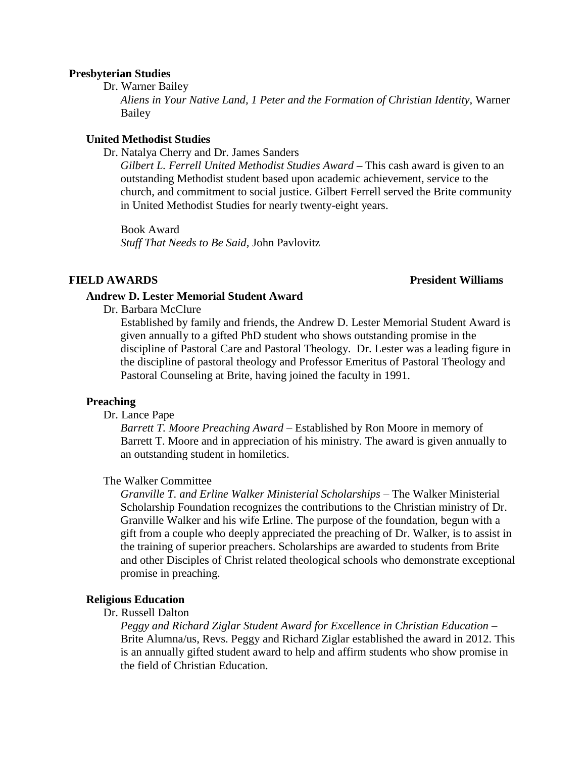**Presbyterian Studies**

Dr. Warner Bailey

*Aliens in Your Native Land, 1 Peter and the Formation of Christian Identity*, Warner Bailey

**United Methodist Studies**

Dr. Natalya Cherry and Dr. James Sanders

*Gilbert L. Ferrell United Methodist Studies Award* **–** This cash award is given to an outstanding Methodist student based upon academic achievement, service to the church, and commitment to social justice. Gilbert Ferrell served the Brite community in United Methodist Studies for nearly twenty-eight years.

Book Award

*Stuff That Needs to Be Said*, John Pavlovitz

**FIELD AWARDS** **President Williams**

**Andrew D. Lester Memorial Student Award**

Dr. Barbara McClure

Established by family and friends, the Andrew D. Lester Memorial Student Award is given annually to a gifted PhD student who shows outstanding promise in the discipline of Pastoral Care and Pastoral Theology. Dr. Lester was a leading figure in the discipline of pastoral theology and Professor Emeritus of Pastoral Theology and Pastoral Counseling at Brite, having joined the faculty in 1991.

**Preaching**

Dr. Lance Pape

*Barrett T. Moore Preaching Award* – Established by Ron Moore in memory of Barrett T. Moore and in appreciation of his ministry. The award is given annually to an outstanding student in homiletics.

The Walker Committee

*Granville T. and Erline Walker Ministerial Scholarships* – The Walker Ministerial Scholarship Foundation recognizes the contributions to the Christian ministry of Dr. Granville Walker and his wife Erline. The purpose of the foundation, begun with a gift from a couple who deeply appreciated the preaching of Dr. Walker, is to assist in the training of superior preachers. Scholarships are awarded to students from Brite and other Disciples of Christ related theological schools who demonstrate exceptional promise in preaching.

**Religious Education**

Dr. Russell Dalton

*Peggy and Richard Ziglar Student Award for Excellence in Christian Education* – Brite Alumna/us, Revs. Peggy and Richard Ziglar established the award in 2012. This is an annually gifted student award to help and affirm students who show promise in the field of Christian Education.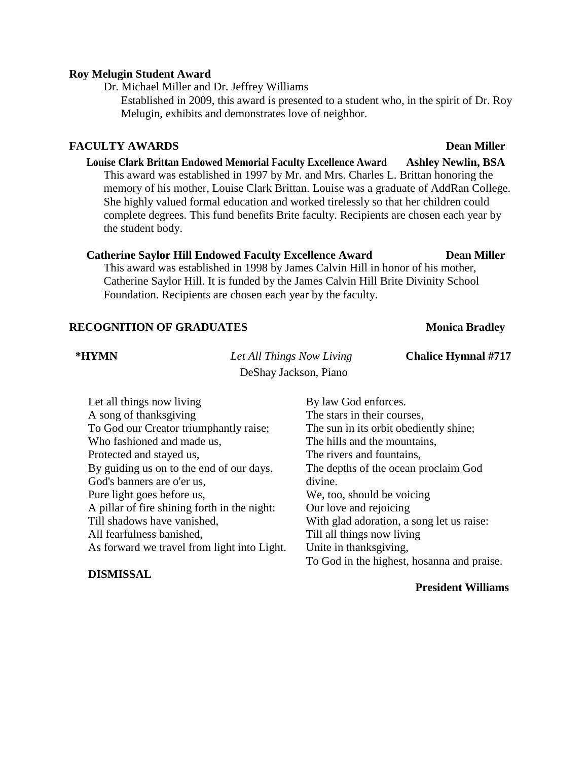**Roy Melugin Student Award**

Dr. Michael Miller and Dr. Jeffrey Williams

Established in 2009, this award is presented to a student who, in the spirit of Dr. Roy Melugin, exhibits and demonstrates love of neighbor.

**FACULTY AWARDS** **Dean Miller**

**Louise Clark Brittan Endowed Memorial Faculty Excellence Award** **Ashley Newlin, BSA**

This award was established in 1997 by Mr. and Mrs. Charles L. Brittan honoring the memory of his mother, Louise Clark Brittan. Louise was a graduate of AddRan College. She highly valued formal education and worked tirelessly so that her children could complete degrees. This fund benefits Brite faculty. Recipients are chosen each year by the student body.

**Catherine Saylor Hill Endowed Faculty Excellence Award** **Dean Miller**

This award was established in 1998 by James Calvin Hill in honor of his mother, Catherine Saylor Hill. It is funded by the James Calvin Hill Brite Divinity School Foundation. Recipients are chosen each year by the faculty.

**RECOGNITION OF GRADUATES** **Monica Bradley**

**\*HYMN** *Let All Things Now Living* **Chalice Hymnal #717**

DeShay Jackson, Piano

Let all things now living
A song of thanksgiving
To God our Creator triumphantly raise;
Who fashioned and made us,
Protected and stayed us,
By guiding us on to the end of our days.
God's banners are o'er us,
Pure light goes before us,
A pillar of fire shining forth in the night:
Till shadows have vanished,
All fearfulness banished,
As forward we travel from light into Light.

By law God enforces.
The stars in their courses,
The sun in its orbit obediently shine;
The hills and the mountains,
The rivers and fountains,
The depths of the ocean proclaim God divine.
We, too, should be voicing
Our love and rejoicing
With glad adoration, a song let us raise:
Till all things now living
Unite in thanksgiving,
To God in the highest, hosanna and praise.

**DISMISSAL** **President Williams**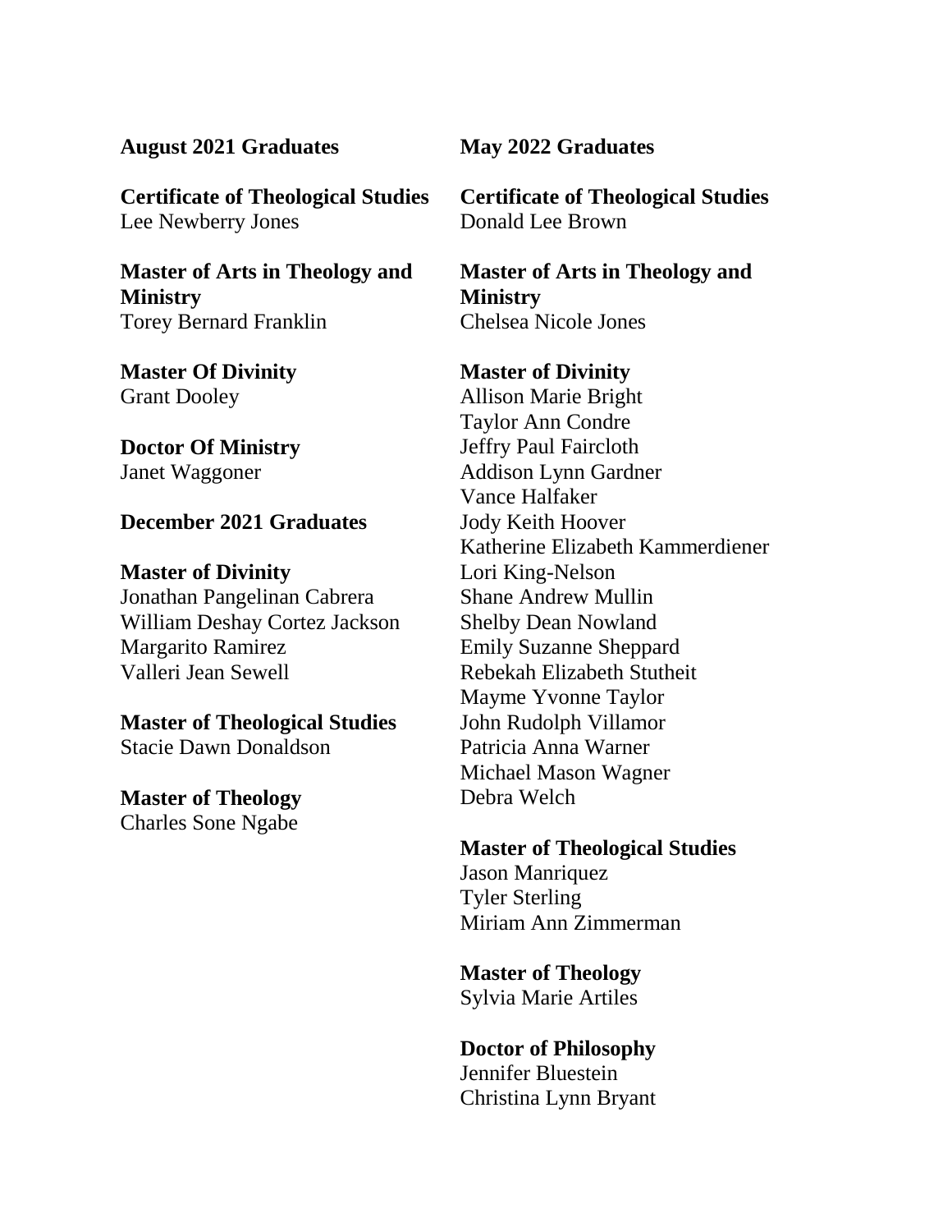**August 2021 Graduates**

**Certificate of Theological Studies**
Lee Newberry Jones

**Master of Arts in Theology and Ministry**
Torey Bernard Franklin

**Master Of Divinity**
Grant Dooley

**Doctor Of Ministry**
Janet Waggoner

**December 2021 Graduates**

**Master of Divinity**
Jonathan Pangelinan Cabrera
William Deshay Cortez Jackson
Margarito Ramirez
Valleri Jean Sewell

**Master of Theological Studies**
Stacie Dawn Donaldson

**Master of Theology**
Charles Sone Ngabe

**May 2022 Graduates**

**Certificate of Theological Studies**
Donald Lee Brown

**Master of Arts in Theology and Ministry**
Chelsea Nicole Jones

**Master of Divinity**
Allison Marie Bright
Taylor Ann Condre
Jeffry Paul Faircloth
Addison Lynn Gardner
Vance Halfaker
Jody Keith Hoover
Katherine Elizabeth Kammerdiener
Lori King-Nelson
Shane Andrew Mullin
Shelby Dean Nowland
Emily Suzanne Sheppard
Rebekah Elizabeth Stutheit
Mayme Yvonne Taylor
John Rudolph Villamor
Patricia Anna Warner
Michael Mason Wagner
Debra Welch

**Master of Theological Studies**
Jason Manriquez
Tyler Sterling
Miriam Ann Zimmerman

**Master of Theology**
Sylvia Marie Artiles

**Doctor of Philosophy**
Jennifer Bluestein
Christina Lynn Bryant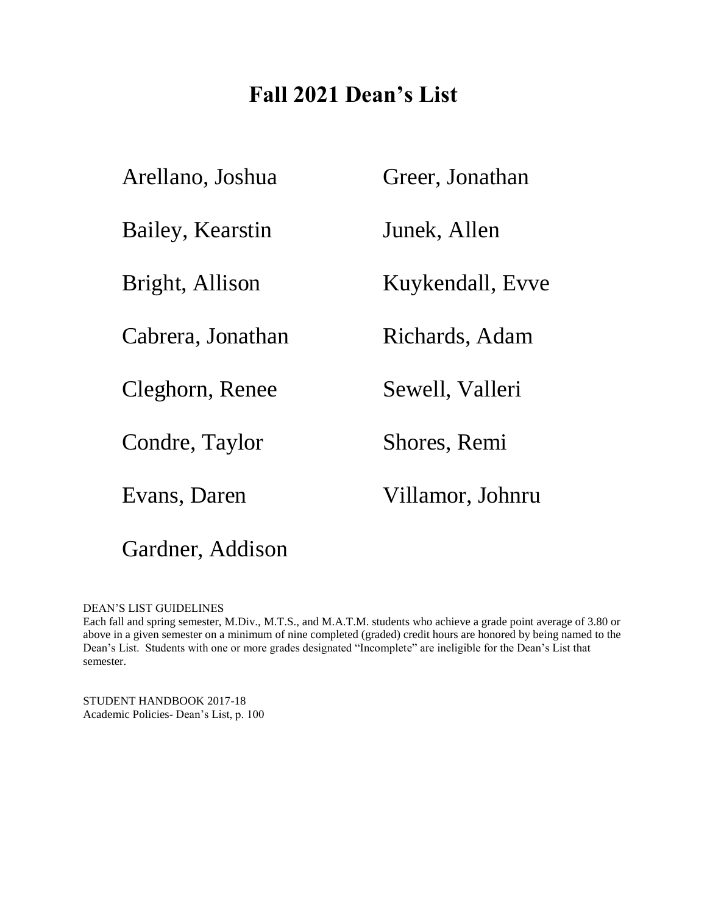# Fall 2021 Dean's List

- Arellano, Joshua
- Bailey, Kearstin
- Bright, Allison
- Cabrera, Jonathan
- Cleghorn, Renee
- Condre, Taylor
- Evans, Daren
- Gardner, Addison
- Greer, Jonathan
- Junek, Allen
- Kuykendall, Evve
- Richards, Adam
- Sewell, Valleri
- Shores, Remi
- Villamor, Johnru

DEAN'S LIST GUIDELINES

Each fall and spring semester, M.Div., M.T.S., and M.A.T.M. students who achieve a grade point average of 3.80 or above in a given semester on a minimum of nine completed (graded) credit hours are honored by being named to the Dean's List. Students with one or more grades designated "Incomplete" are ineligible for the Dean's List that semester.

STUDENT HANDBOOK 2017-18
Academic Policies- Dean's List, p. 100